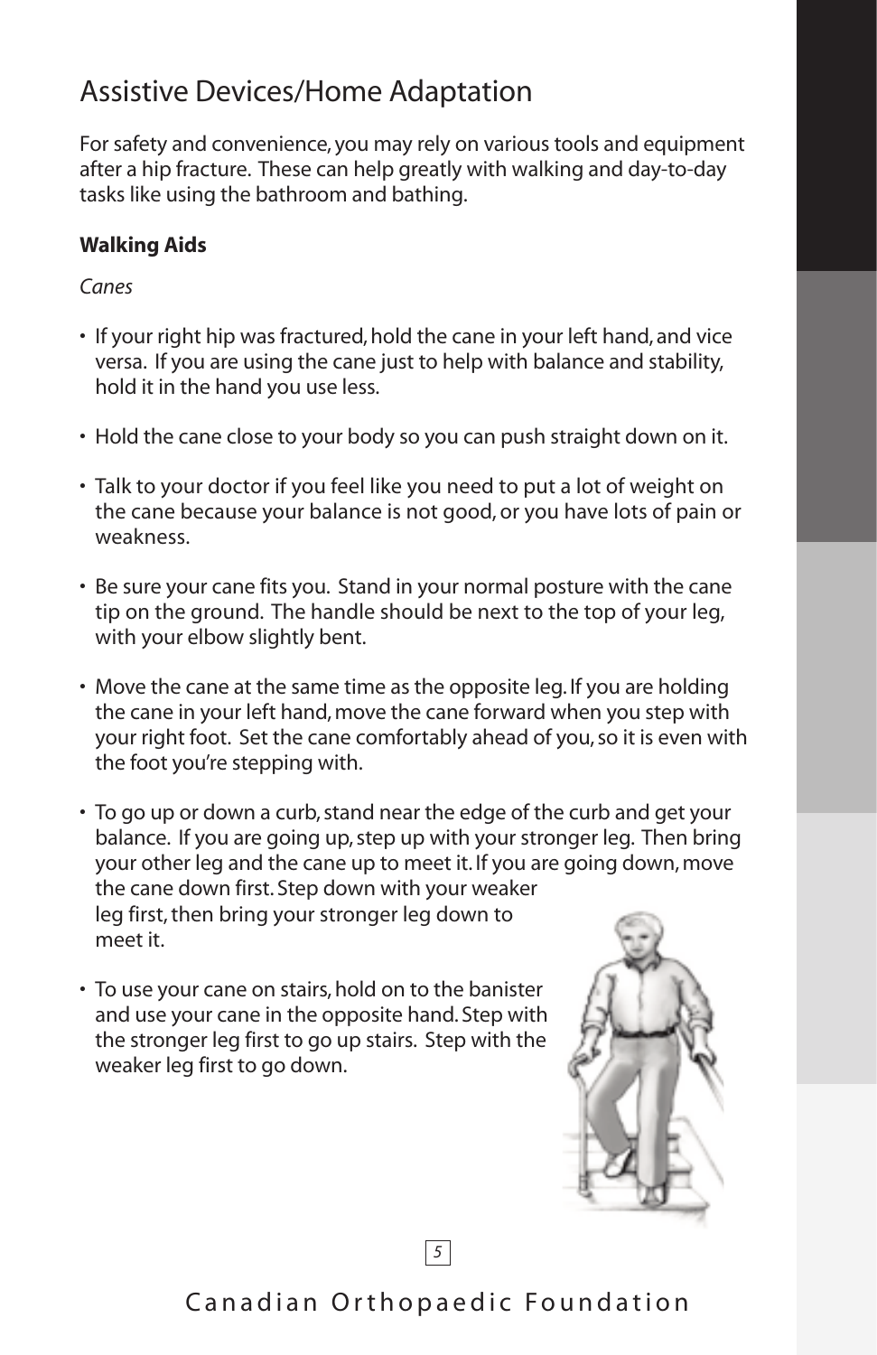# Assistive Devices/Home Adaptation

For safety and convenience, you may rely on various tools and equipment after a hip fracture. These can help greatly with walking and day-to-day tasks like using the bathroom and bathing.

**Walking Aids**

*Canes*

- If your right hip was fractured, hold the cane in your left hand, and vice versa. If you are using the cane just to help with balance and stability, hold it in the hand you use less.
- Hold the cane close to your body so you can push straight down on it.
- Talk to your doctor if you feel like you need to put a lot of weight on the cane because your balance is not good, or you have lots of pain or weakness.
- Be sure your cane fits you. Stand in your normal posture with the cane tip on the ground. The handle should be next to the top of your leg, with your elbow slightly bent.
- Move the cane at the same time as the opposite leg. If you are holding the cane in your left hand, move the cane forward when you step with your right foot. Set the cane comfortably ahead of you, so it is even with the foot you're stepping with.
- To go up or down a curb, stand near the edge of the curb and get your balance. If you are going up, step up with your stronger leg. Then bring your other leg and the cane up to meet it. If you are going down, move the cane down first. Step down with your weaker leg first, then bring your stronger leg down to meet it.
- To use your cane on stairs, hold on to the banister and use your cane in the opposite hand. Step with the stronger leg first to go up stairs. Step with the weaker leg first to go down.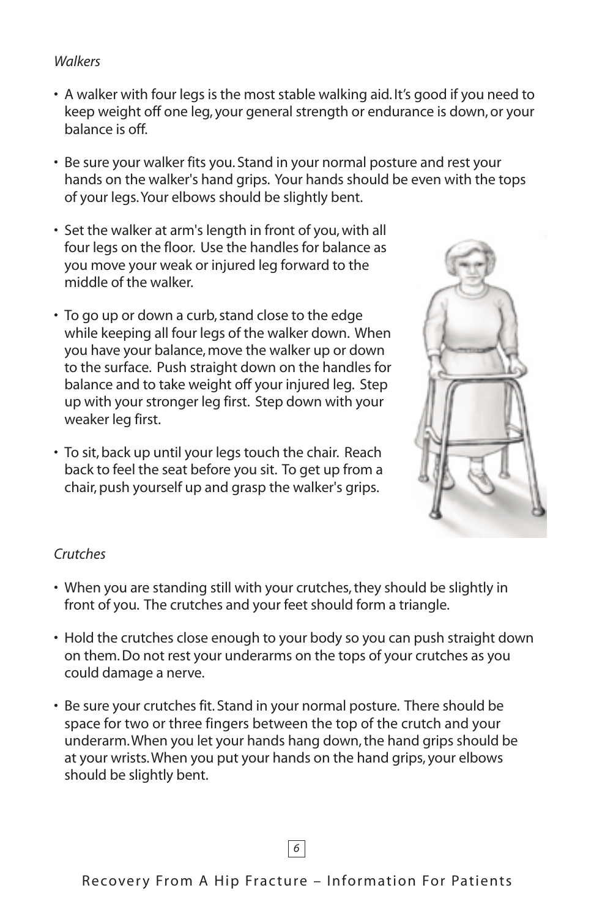*Walkers*

- A walker with four legs is the most stable walking aid. It's good if you need to keep weight off one leg, your general strength or endurance is down, or your balance is off.
- Be sure your walker fits you. Stand in your normal posture and rest your hands on the walker's hand grips. Your hands should be even with the tops of your legs. Your elbows should be slightly bent.
- Set the walker at arm's length in front of you, with all four legs on the floor. Use the handles for balance as you move your weak or injured leg forward to the middle of the walker.
- To go up or down a curb, stand close to the edge while keeping all four legs of the walker down. When you have your balance, move the walker up or down to the surface. Push straight down on the handles for balance and to take weight off your injured leg. Step up with your stronger leg first. Step down with your weaker leg first.
- To sit, back up until your legs touch the chair. Reach back to feel the seat before you sit. To get up from a chair, push yourself up and grasp the walker's grips.

*Crutches*

- When you are standing still with your crutches, they should be slightly in front of you. The crutches and your feet should form a triangle.
- Hold the crutches close enough to your body so you can push straight down on them. Do not rest your underarms on the tops of your crutches as you could damage a nerve.
- Be sure your crutches fit. Stand in your normal posture. There should be space for two or three fingers between the top of the crutch and your underarm. When you let your hands hang down, the hand grips should be at your wrists. When you put your hands on the hand grips, your elbows should be slightly bent.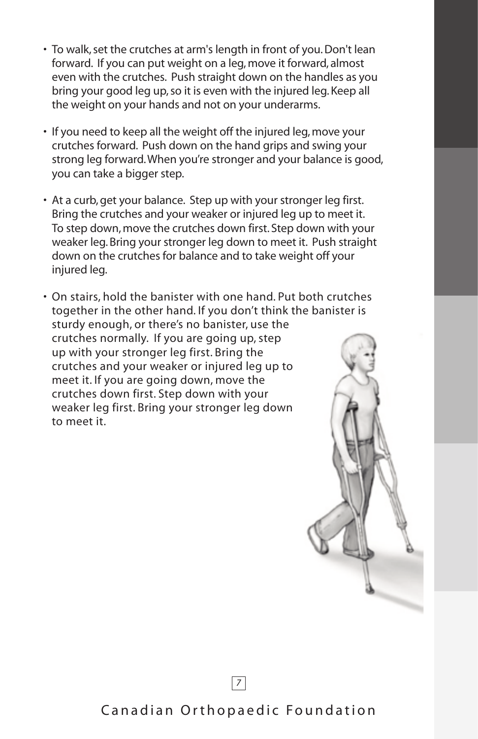- To walk, set the crutches at arm's length in front of you. Don't lean forward. If you can put weight on a leg, move it forward, almost even with the crutches. Push straight down on the handles as you bring your good leg up, so it is even with the injured leg. Keep all the weight on your hands and not on your underarms.

- If you need to keep all the weight off the injured leg, move your crutches forward. Push down on the hand grips and swing your strong leg forward. When you're stronger and your balance is good, you can take a bigger step.

- At a curb, get your balance. Step up with your stronger leg first. Bring the crutches and your weaker or injured leg up to meet it. To step down, move the crutches down first. Step down with your weaker leg. Bring your stronger leg down to meet it. Push straight down on the crutches for balance and to take weight off your injured leg.

- On stairs, hold the banister with one hand. Put both crutches together in the other hand. If you don't think the banister is sturdy enough, or there's no banister, use the crutches normally. If you are going up, step up with your stronger leg first. Bring the crutches and your weaker or injured leg up to meet it. If you are going down, move the crutches down first. Step down with your weaker leg first. Bring your stronger leg down to meet it.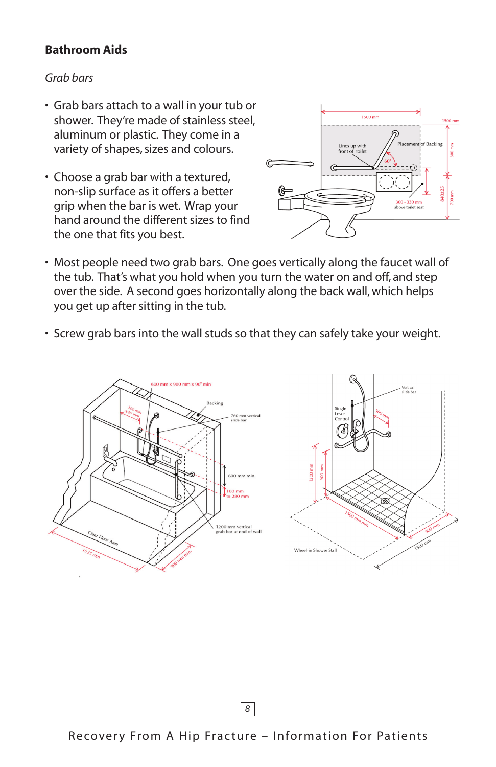## Bathroom Aids

*Grab bars*

- Grab bars attach to a wall in your tub or shower. They're made of stainless steel, aluminum or plastic. They come in a variety of shapes, sizes and colours.
- Choose a grab bar with a textured, non-slip surface as it offers a better grip when the bar is wet. Wrap your hand around the different sizes to find the one that fits you best.
- Most people need two grab bars. One goes vertically along the faucet wall of the tub. That's what you hold when you turn the water on and off, and step over the side. A second goes horizontally along the back wall, which helps you get up after sitting in the tub.
- Screw grab bars into the wall studs so that they can safely take your weight.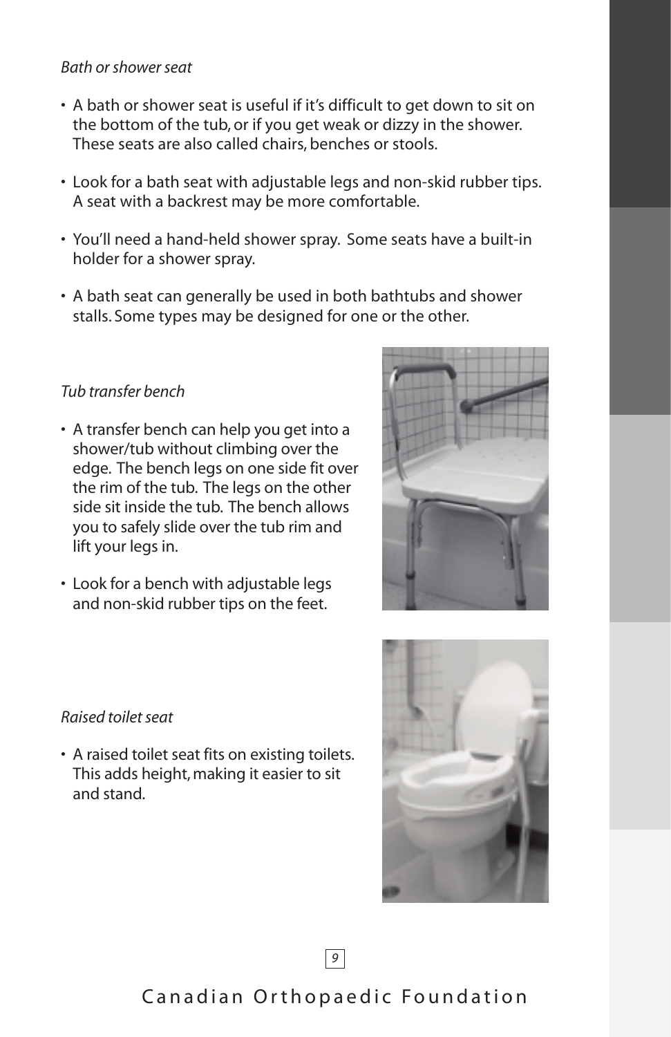*Bath or shower seat*

- A bath or shower seat is useful if it's difficult to get down to sit on the bottom of the tub, or if you get weak or dizzy in the shower. These seats are also called chairs, benches or stools.
- Look for a bath seat with adjustable legs and non-skid rubber tips. A seat with a backrest may be more comfortable.
- You'll need a hand-held shower spray. Some seats have a built-in holder for a shower spray.
- A bath seat can generally be used in both bathtubs and shower stalls. Some types may be designed for one or the other.

*Tub transfer bench*

- A transfer bench can help you get into a shower/tub without climbing over the edge. The bench legs on one side fit over the rim of the tub. The legs on the other side sit inside the tub. The bench allows you to safely slide over the tub rim and lift your legs in.
- Look for a bench with adjustable legs and non-skid rubber tips on the feet.

*Raised toilet seat*

- A raised toilet seat fits on existing toilets. This adds height, making it easier to sit and stand.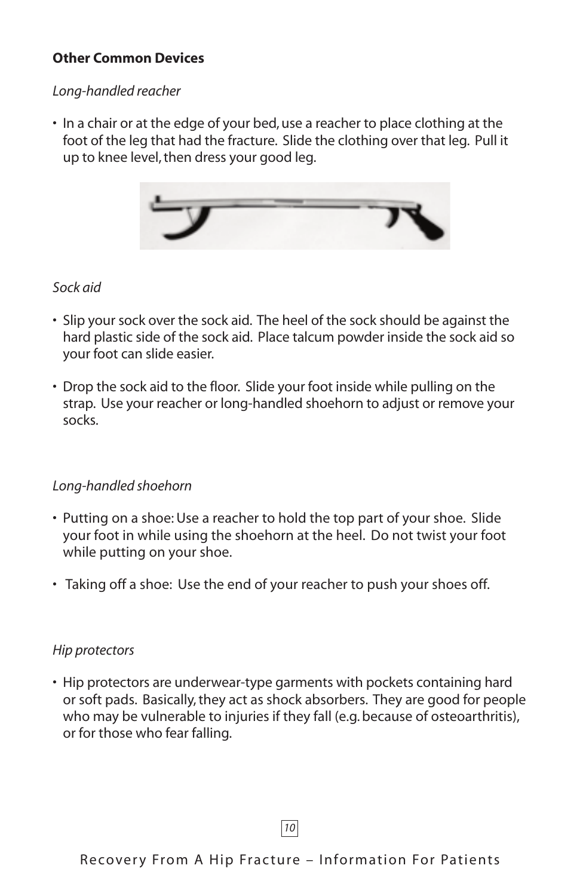**Other Common Devices**

*Long-handled reacher*

- In a chair or at the edge of your bed, use a reacher to place clothing at the foot of the leg that had the fracture. Slide the clothing over that leg. Pull it up to knee level, then dress your good leg.

*Sock aid*

- Slip your sock over the sock aid. The heel of the sock should be against the hard plastic side of the sock aid. Place talcum powder inside the sock aid so your foot can slide easier.
- Drop the sock aid to the floor. Slide your foot inside while pulling on the strap. Use your reacher or long-handled shoehorn to adjust or remove your socks.

*Long-handled shoehorn*

- Putting on a shoe: Use a reacher to hold the top part of your shoe. Slide your foot in while using the shoehorn at the heel. Do not twist your foot while putting on your shoe.
- Taking off a shoe: Use the end of your reacher to push your shoes off.

*Hip protectors*

- Hip protectors are underwear-type garments with pockets containing hard or soft pads. Basically, they act as shock absorbers. They are good for people who may be vulnerable to injuries if they fall (e.g. because of osteoarthritis), or for those who fear falling.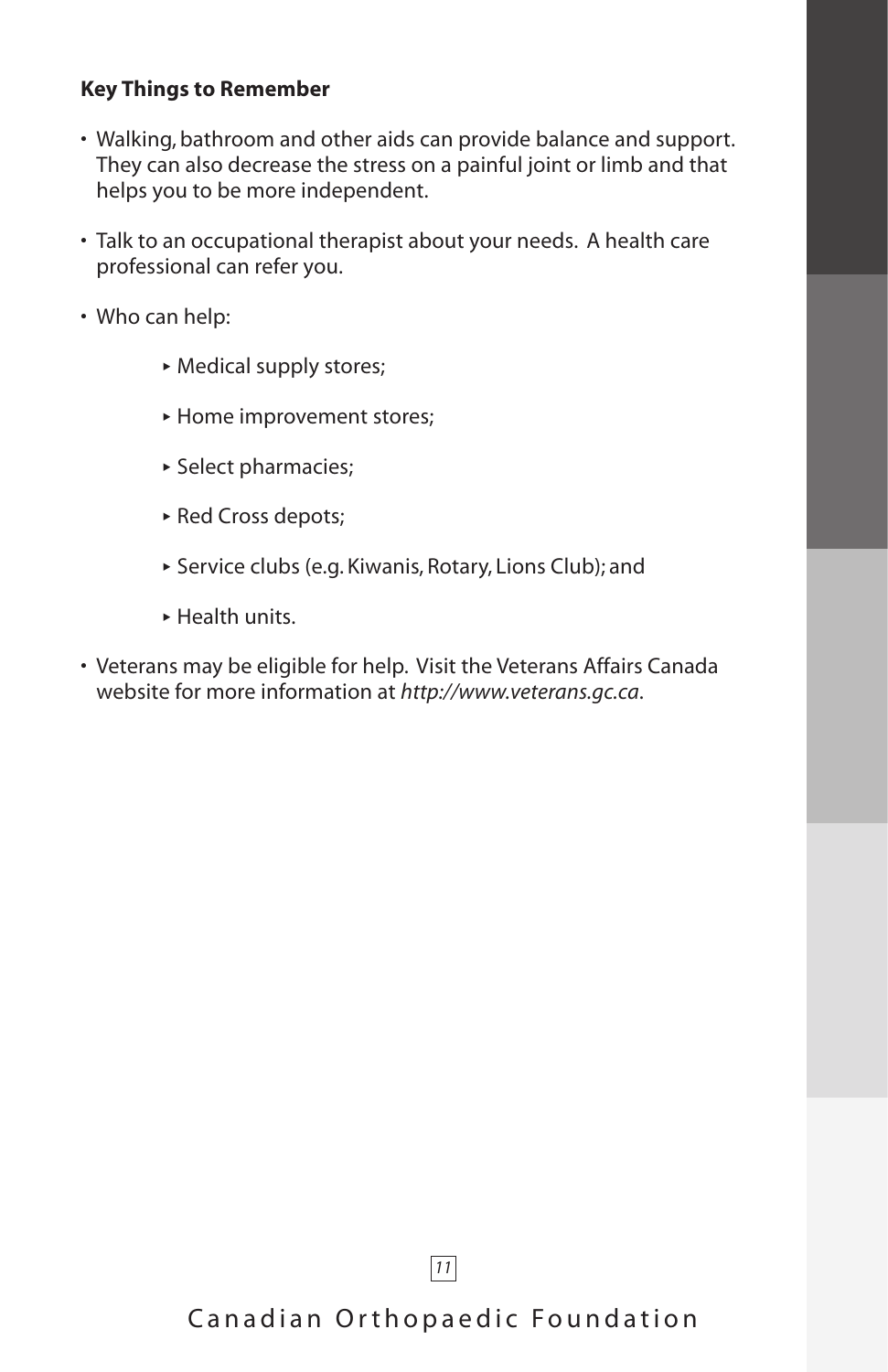**Key Things to Remember**

- Walking, bathroom and other aids can provide balance and support. They can also decrease the stress on a painful joint or limb and that helps you to be more independent.
- Talk to an occupational therapist about your needs. A health care professional can refer you.
- Who can help:
    - Medical supply stores;
    - Home improvement stores;
    - Select pharmacies;
    - Red Cross depots;
    - Service clubs (e.g. Kiwanis, Rotary, Lions Club); and
    - Health units.
- Veterans may be eligible for help. Visit the Veterans Affairs Canada website for more information at *http://www.veterans.gc.ca*.